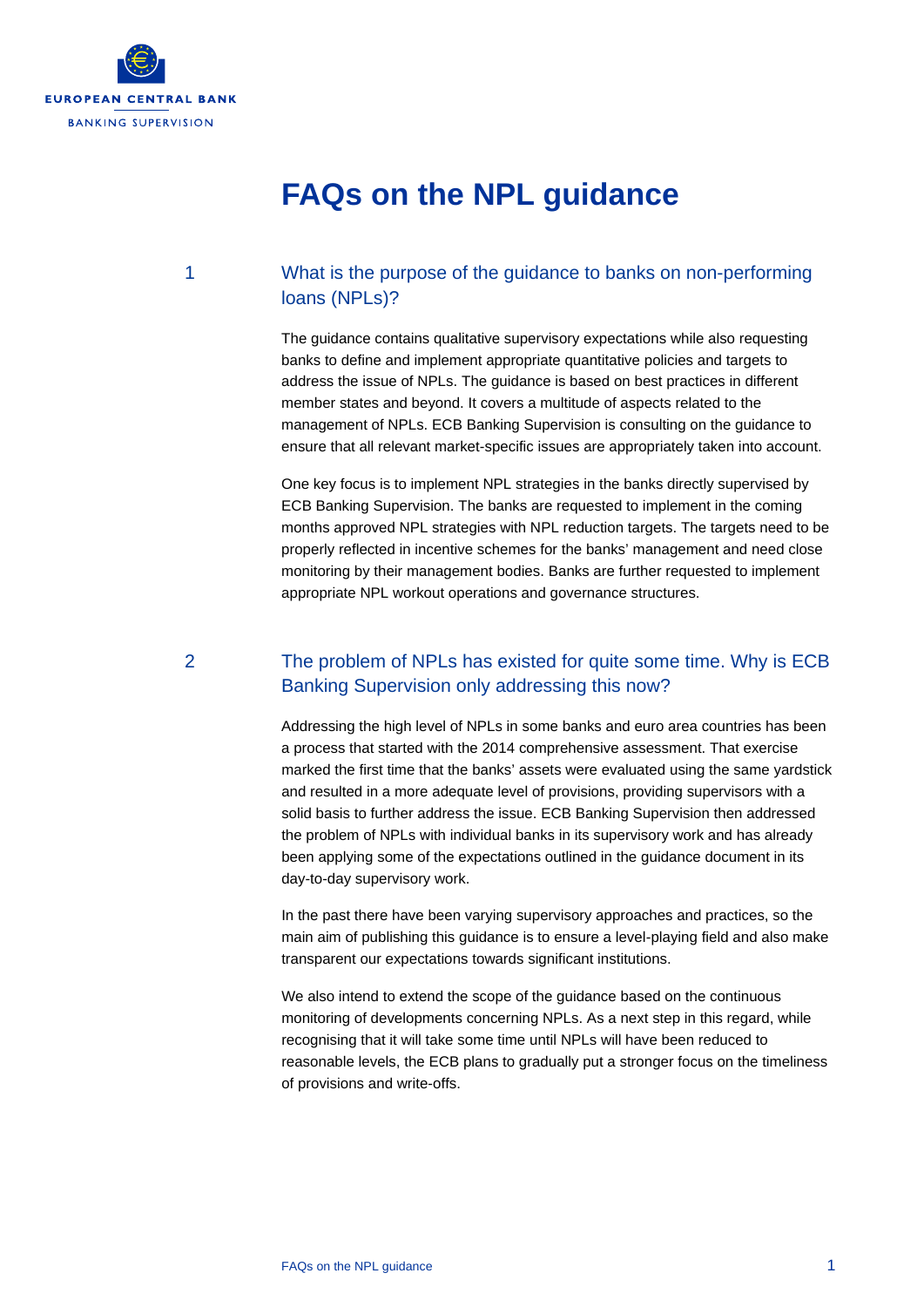EUROPEAN CENTRAL BANK

BANKING SUPERVISION

# FAQs on the NPL guidance

## 1 What is the purpose of the guidance to banks on non-performing loans (NPLs)?

The guidance contains qualitative supervisory expectations while also requesting banks to define and implement appropriate quantitative policies and targets to address the issue of NPLs. The guidance is based on best practices in different member states and beyond. It covers a multitude of aspects related to the management of NPLs. ECB Banking Supervision is consulting on the guidance to ensure that all relevant market-specific issues are appropriately taken into account.

One key focus is to implement NPL strategies in the banks directly supervised by ECB Banking Supervision. The banks are requested to implement in the coming months approved NPL strategies with NPL reduction targets. The targets need to be properly reflected in incentive schemes for the banks' management and need close monitoring by their management bodies. Banks are further requested to implement appropriate NPL workout operations and governance structures.

## 2 The problem of NPLs has existed for quite some time. Why is ECB Banking Supervision only addressing this now?

Addressing the high level of NPLs in some banks and euro area countries has been a process that started with the 2014 comprehensive assessment. That exercise marked the first time that the banks' assets were evaluated using the same yardstick and resulted in a more adequate level of provisions, providing supervisors with a solid basis to further address the issue. ECB Banking Supervision then addressed the problem of NPLs with individual banks in its supervisory work and has already been applying some of the expectations outlined in the guidance document in its day-to-day supervisory work.

In the past there have been varying supervisory approaches and practices, so the main aim of publishing this guidance is to ensure a level-playing field and also make transparent our expectations towards significant institutions.

We also intend to extend the scope of the guidance based on the continuous monitoring of developments concerning NPLs. As a next step in this regard, while recognising that it will take some time until NPLs will have been reduced to reasonable levels, the ECB plans to gradually put a stronger focus on the timeliness of provisions and write-offs.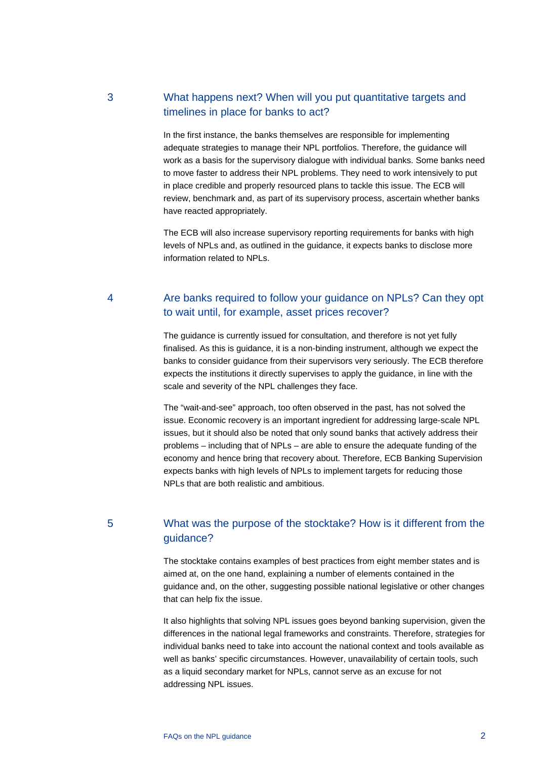## 3 What happens next? When will you put quantitative targets and timelines in place for banks to act?

In the first instance, the banks themselves are responsible for implementing adequate strategies to manage their NPL portfolios. Therefore, the guidance will work as a basis for the supervisory dialogue with individual banks. Some banks need to move faster to address their NPL problems. They need to work intensively to put in place credible and properly resourced plans to tackle this issue. The ECB will review, benchmark and, as part of its supervisory process, ascertain whether banks have reacted appropriately.

The ECB will also increase supervisory reporting requirements for banks with high levels of NPLs and, as outlined in the guidance, it expects banks to disclose more information related to NPLs.

## 4 Are banks required to follow your guidance on NPLs? Can they opt to wait until, for example, asset prices recover?

The guidance is currently issued for consultation, and therefore is not yet fully finalised. As this is guidance, it is a non-binding instrument, although we expect the banks to consider guidance from their supervisors very seriously. The ECB therefore expects the institutions it directly supervises to apply the guidance, in line with the scale and severity of the NPL challenges they face.

The "wait-and-see" approach, too often observed in the past, has not solved the issue. Economic recovery is an important ingredient for addressing large-scale NPL issues, but it should also be noted that only sound banks that actively address their problems – including that of NPLs – are able to ensure the adequate funding of the economy and hence bring that recovery about. Therefore, ECB Banking Supervision expects banks with high levels of NPLs to implement targets for reducing those NPLs that are both realistic and ambitious.

## 5 What was the purpose of the stocktake? How is it different from the guidance?

The stocktake contains examples of best practices from eight member states and is aimed at, on the one hand, explaining a number of elements contained in the guidance and, on the other, suggesting possible national legislative or other changes that can help fix the issue.

It also highlights that solving NPL issues goes beyond banking supervision, given the differences in the national legal frameworks and constraints. Therefore, strategies for individual banks need to take into account the national context and tools available as well as banks' specific circumstances. However, unavailability of certain tools, such as a liquid secondary market for NPLs, cannot serve as an excuse for not addressing NPL issues.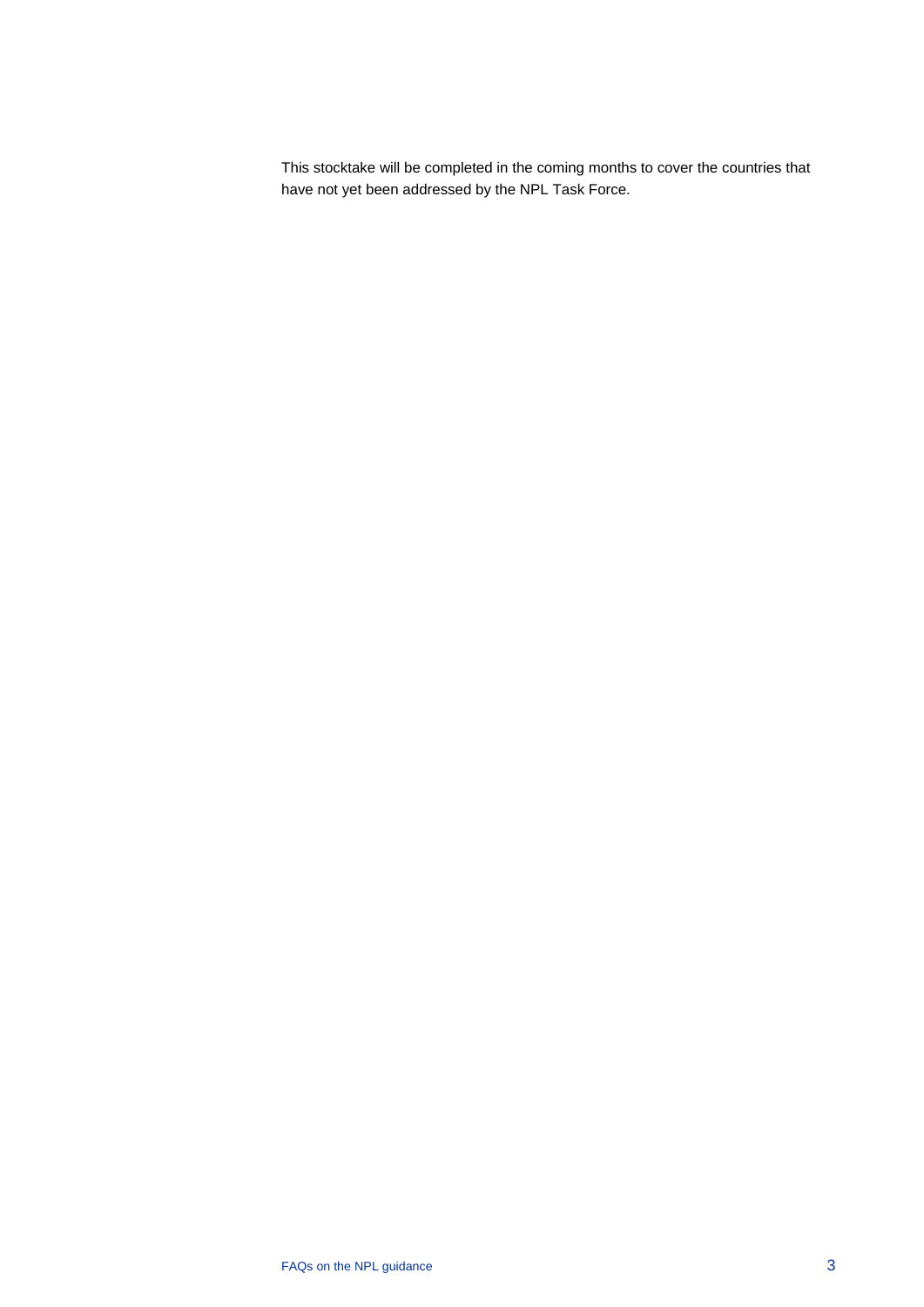This stocktake will be completed in the coming months to cover the countries that have not yet been addressed by the NPL Task Force.